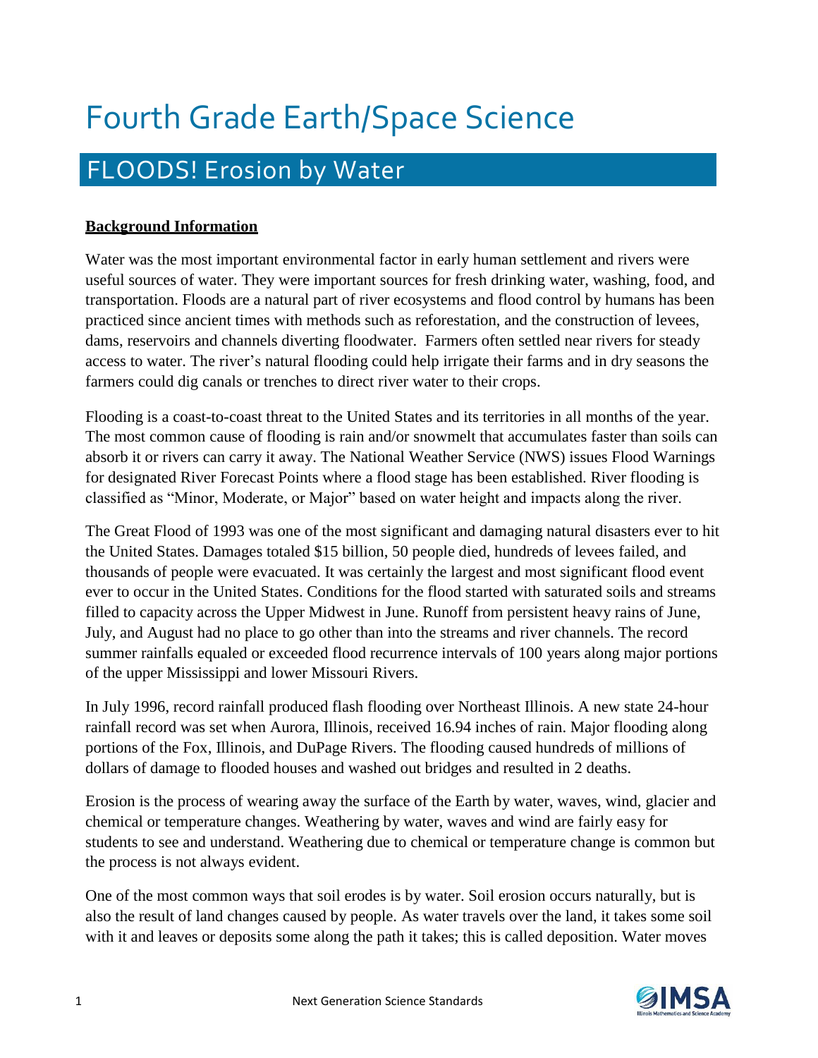# Fourth Grade Earth/Space Science

## FLOODS! Erosion by Water

**Background Information**

Water was the most important environmental factor in early human settlement and rivers were useful sources of water. They were important sources for fresh drinking water, washing, food, and transportation. Floods are a natural part of river ecosystems and flood control by humans has been practiced since ancient times with methods such as reforestation, and the construction of levees, dams, reservoirs and channels diverting floodwater. Farmers often settled near rivers for steady access to water. The river's natural flooding could help irrigate their farms and in dry seasons the farmers could dig canals or trenches to direct river water to their crops.

Flooding is a coast-to-coast threat to the United States and its territories in all months of the year. The most common cause of flooding is rain and/or snowmelt that accumulates faster than soils can absorb it or rivers can carry it away. The National Weather Service (NWS) issues Flood Warnings for designated River Forecast Points where a flood stage has been established. River flooding is classified as "Minor, Moderate, or Major" based on water height and impacts along the river.

The Great Flood of 1993 was one of the most significant and damaging natural disasters ever to hit the United States. Damages totaled $15 billion, 50 people died, hundreds of levees failed, and thousands of people were evacuated. It was certainly the largest and most significant flood event ever to occur in the United States. Conditions for the flood started with saturated soils and streams filled to capacity across the Upper Midwest in June. Runoff from persistent heavy rains of June, July, and August had no place to go other than into the streams and river channels. The record summer rainfalls equaled or exceeded flood recurrence intervals of 100 years along major portions of the upper Mississippi and lower Missouri Rivers.

In July 1996, record rainfall produced flash flooding over Northeast Illinois. A new state 24-hour rainfall record was set when Aurora, Illinois, received 16.94 inches of rain. Major flooding along portions of the Fox, Illinois, and DuPage Rivers. The flooding caused hundreds of millions of dollars of damage to flooded houses and washed out bridges and resulted in 2 deaths.

Erosion is the process of wearing away the surface of the Earth by water, waves, wind, glacier and chemical or temperature changes. Weathering by water, waves and wind are fairly easy for students to see and understand. Weathering due to chemical or temperature change is common but the process is not always evident.

One of the most common ways that soil erodes is by water. Soil erosion occurs naturally, but is also the result of land changes caused by people. As water travels over the land, it takes some soil with it and leaves or deposits some along the path it takes; this is called deposition. Water moves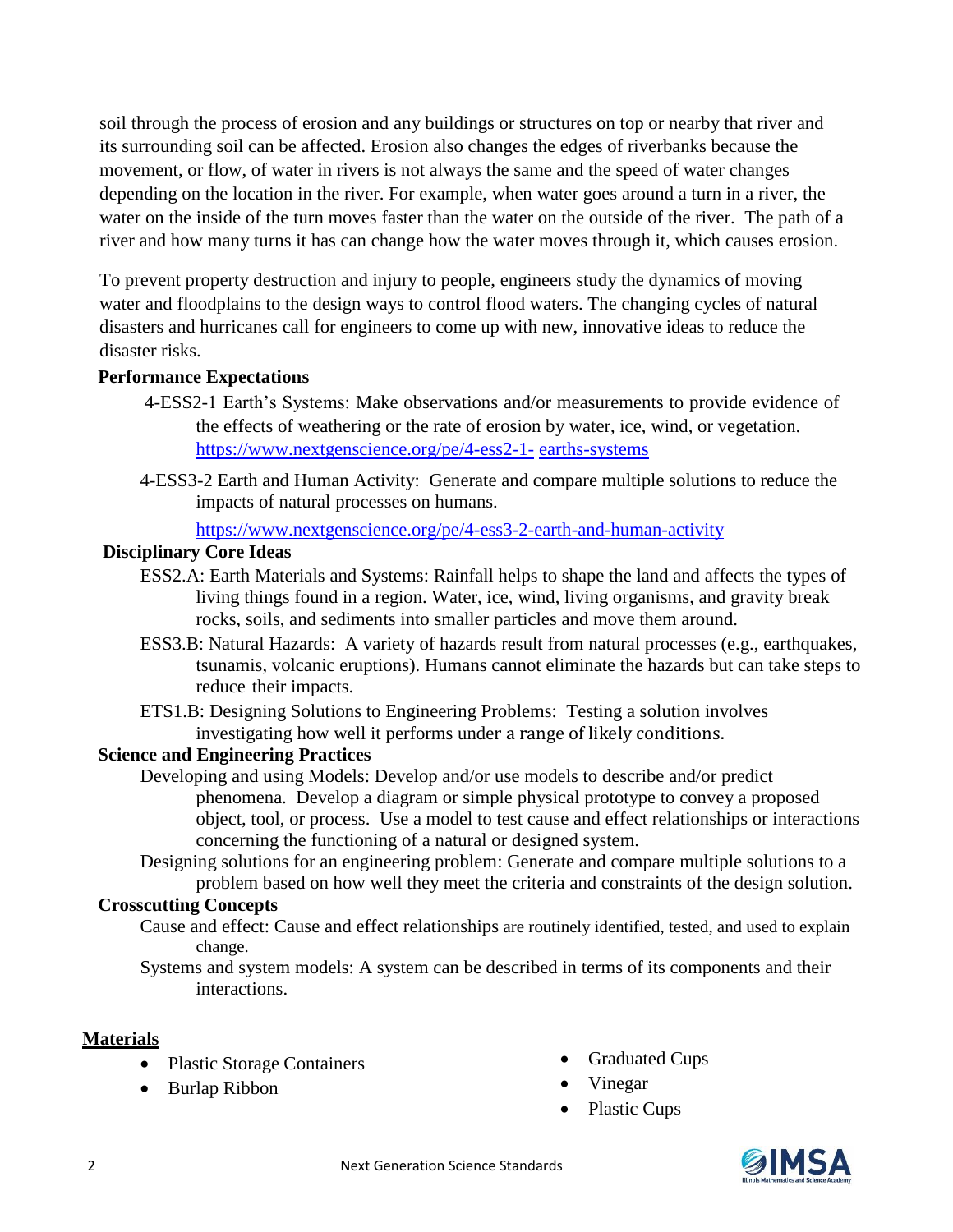soil through the process of erosion and any buildings or structures on top or nearby that river and its surrounding soil can be affected. Erosion also changes the edges of riverbanks because the movement, or flow, of water in rivers is not always the same and the speed of water changes depending on the location in the river. For example, when water goes around a turn in a river, the water on the inside of the turn moves faster than the water on the outside of the river. The path of a river and how many turns it has can change how the water moves through it, which causes erosion.

To prevent property destruction and injury to people, engineers study the dynamics of moving water and floodplains to the design ways to control flood waters. The changing cycles of natural disasters and hurricanes call for engineers to come up with new, innovative ideas to reduce the disaster risks.

**Performance Expectations**

4-ESS2-1 Earth's Systems: Make observations and/or measurements to provide evidence of the effects of weathering or the rate of erosion by water, ice, wind, or vegetation. https://www.nextgenscience.org/pe/4-ess2-1- earths-systems

4-ESS3-2 Earth and Human Activity: Generate and compare multiple solutions to reduce the impacts of natural processes on humans.

https://www.nextgenscience.org/pe/4-ess3-2-earth-and-human-activity

**Disciplinary Core Ideas**

ESS2.A: Earth Materials and Systems: Rainfall helps to shape the land and affects the types of living things found in a region. Water, ice, wind, living organisms, and gravity break rocks, soils, and sediments into smaller particles and move them around.

ESS3.B: Natural Hazards: A variety of hazards result from natural processes (e.g., earthquakes, tsunamis, volcanic eruptions). Humans cannot eliminate the hazards but can take steps to reduce their impacts.

ETS1.B: Designing Solutions to Engineering Problems: Testing a solution involves investigating how well it performs under a range of likely conditions.

**Science and Engineering Practices**

Developing and using Models: Develop and/or use models to describe and/or predict phenomena. Develop a diagram or simple physical prototype to convey a proposed object, tool, or process. Use a model to test cause and effect relationships or interactions concerning the functioning of a natural or designed system.

Designing solutions for an engineering problem: Generate and compare multiple solutions to a problem based on how well they meet the criteria and constraints of the design solution.

**Crosscutting Concepts**

Cause and effect: Cause and effect relationships are routinely identified, tested, and used to explain change.

Systems and system models: A system can be described in terms of its components and their interactions.

## Materials

- Plastic Storage Containers
- Burlap Ribbon
- Graduated Cups
- Vinegar
- Plastic Cups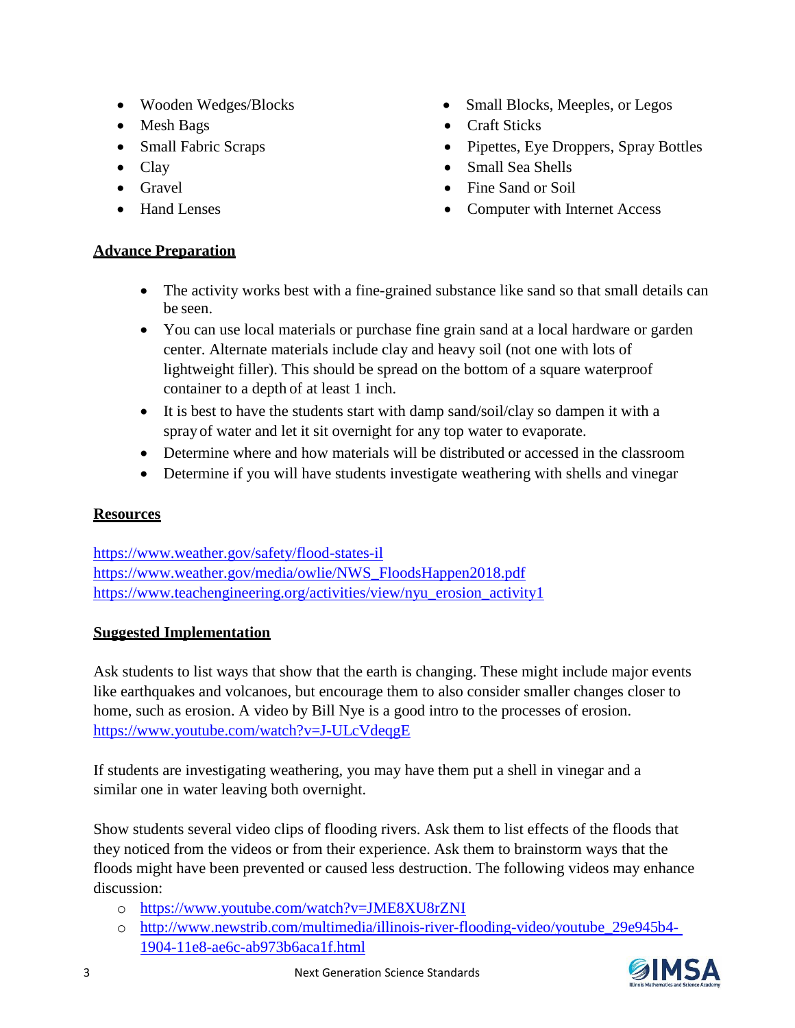- Wooden Wedges/Blocks
- Mesh Bags
- Small Fabric Scraps
- Clay
- Gravel
- Hand Lenses
- Small Blocks, Meeples, or Legos
- Craft Sticks
- Pipettes, Eye Droppers, Spray Bottles
- Small Sea Shells
- Fine Sand or Soil
- Computer with Internet Access

## Advance Preparation

- The activity works best with a fine-grained substance like sand so that small details can be seen.
- You can use local materials or purchase fine grain sand at a local hardware or garden center. Alternate materials include clay and heavy soil (not one with lots of lightweight filler). This should be spread on the bottom of a square waterproof container to a depth of at least 1 inch.
- It is best to have the students start with damp sand/soil/clay so dampen it with a spray of water and let it sit overnight for any top water to evaporate.
- Determine where and how materials will be distributed or accessed in the classroom
- Determine if you will have students investigate weathering with shells and vinegar

## Resources

https://www.weather.gov/safety/flood-states-il
https://www.weather.gov/media/owlie/NWS_FloodsHappen2018.pdf
https://www.teachengineering.org/activities/view/nyu_erosion_activity1

## Suggested Implementation

Ask students to list ways that show that the earth is changing. These might include major events like earthquakes and volcanoes, but encourage them to also consider smaller changes closer to home, such as erosion. A video by Bill Nye is a good intro to the processes of erosion.
https://www.youtube.com/watch?v=J-ULcVdeqgE

If students are investigating weathering, you may have them put a shell in vinegar and a similar one in water leaving both overnight.

Show students several video clips of flooding rivers. Ask them to list effects of the floods that they noticed from the videos or from their experience. Ask them to brainstorm ways that the floods might have been prevented or caused less destruction. The following videos may enhance discussion:

- https://www.youtube.com/watch?v=JME8XU8rZNI
- http://www.newstrib.com/multimedia/illinois-river-flooding-video/youtube_29e945b4-1904-11e8-ae6c-ab973b6aca1f.html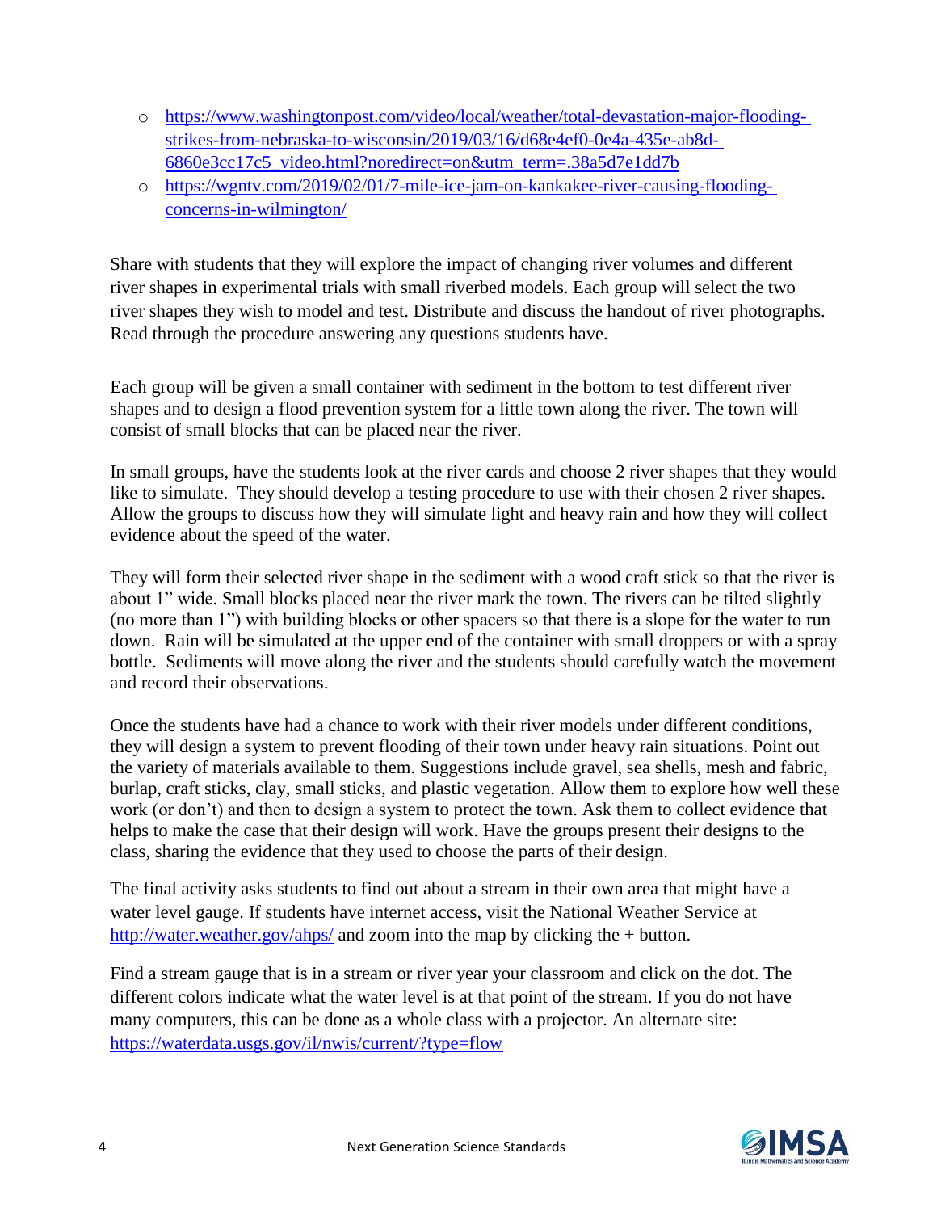- https://www.washingtonpost.com/video/local/weather/total-devastation-major-flooding-strikes-from-nebraska-to-wisconsin/2019/03/16/d68e4ef0-0e4a-435e-ab8d-6860e3cc17c5_video.html?noredirect=on&utm_term=.38a5d7e1dd7b
- https://wgntv.com/2019/02/01/7-mile-ice-jam-on-kankakee-river-causing-flooding-concerns-in-wilmington/

Share with students that they will explore the impact of changing river volumes and different river shapes in experimental trials with small riverbed models. Each group will select the two river shapes they wish to model and test. Distribute and discuss the handout of river photographs. Read through the procedure answering any questions students have.

Each group will be given a small container with sediment in the bottom to test different river shapes and to design a flood prevention system for a little town along the river. The town will consist of small blocks that can be placed near the river.

In small groups, have the students look at the river cards and choose 2 river shapes that they would like to simulate. They should develop a testing procedure to use with their chosen 2 river shapes. Allow the groups to discuss how they will simulate light and heavy rain and how they will collect evidence about the speed of the water.

They will form their selected river shape in the sediment with a wood craft stick so that the river is about 1" wide. Small blocks placed near the river mark the town. The rivers can be tilted slightly (no more than 1") with building blocks or other spacers so that there is a slope for the water to run down. Rain will be simulated at the upper end of the container with small droppers or with a spray bottle. Sediments will move along the river and the students should carefully watch the movement and record their observations.

Once the students have had a chance to work with their river models under different conditions, they will design a system to prevent flooding of their town under heavy rain situations. Point out the variety of materials available to them. Suggestions include gravel, sea shells, mesh and fabric, burlap, craft sticks, clay, small sticks, and plastic vegetation. Allow them to explore how well these work (or don't) and then to design a system to protect the town. Ask them to collect evidence that helps to make the case that their design will work. Have the groups present their designs to the class, sharing the evidence that they used to choose the parts of their design.

The final activity asks students to find out about a stream in their own area that might have a water level gauge. If students have internet access, visit the National Weather Service at http://water.weather.gov/ahps/ and zoom into the map by clicking the + button.

Find a stream gauge that is in a stream or river year your classroom and click on the dot. The different colors indicate what the water level is at that point of the stream. If you do not have many computers, this can be done as a whole class with a projector. An alternate site: https://waterdata.usgs.gov/il/nwis/current/?type=flow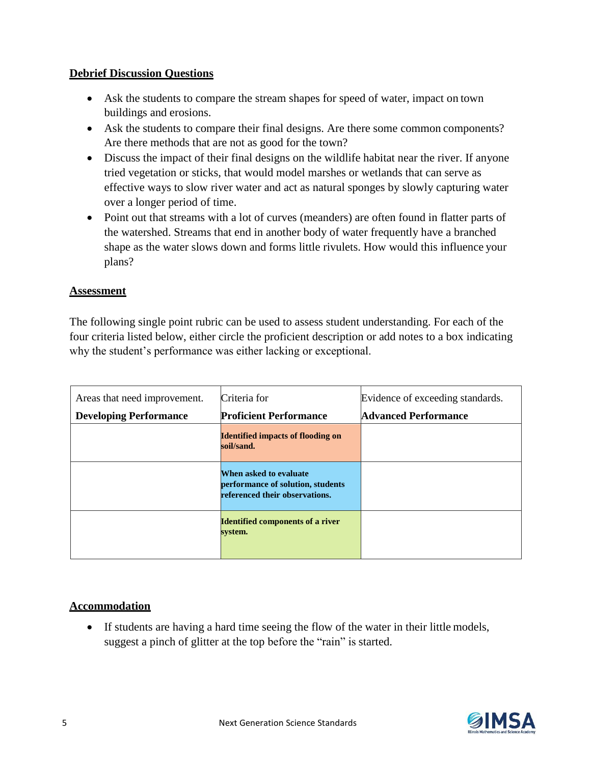## Debrief Discussion Questions

- Ask the students to compare the stream shapes for speed of water, impact on town buildings and erosions.
- Ask the students to compare their final designs. Are there some common components? Are there methods that are not as good for the town?
- Discuss the impact of their final designs on the wildlife habitat near the river. If anyone tried vegetation or sticks, that would model marshes or wetlands that can serve as effective ways to slow river water and act as natural sponges by slowly capturing water over a longer period of time.
- Point out that streams with a lot of curves (meanders) are often found in flatter parts of the watershed. Streams that end in another body of water frequently have a branched shape as the water slows down and forms little rivulets. How would this influence your plans?

## Assessment

The following single point rubric can be used to assess student understanding. For each of the four criteria listed below, either circle the proficient description or add notes to a box indicating why the student's performance was either lacking or exceptional.

| Areas that need improvement. **Developing Performance** | Criteria for **Proficient Performance** | Evidence of exceeding standards. **Advanced Performance** |
|---|---|---|
| | **Identified impacts of flooding on soil/sand.** | |
| | **When asked to evaluate performance of solution, students referenced their observations.** | |
| | **Identified components of a river system.** | |

## Accommodation

- If students are having a hard time seeing the flow of the water in their little models, suggest a pinch of glitter at the top before the "rain" is started.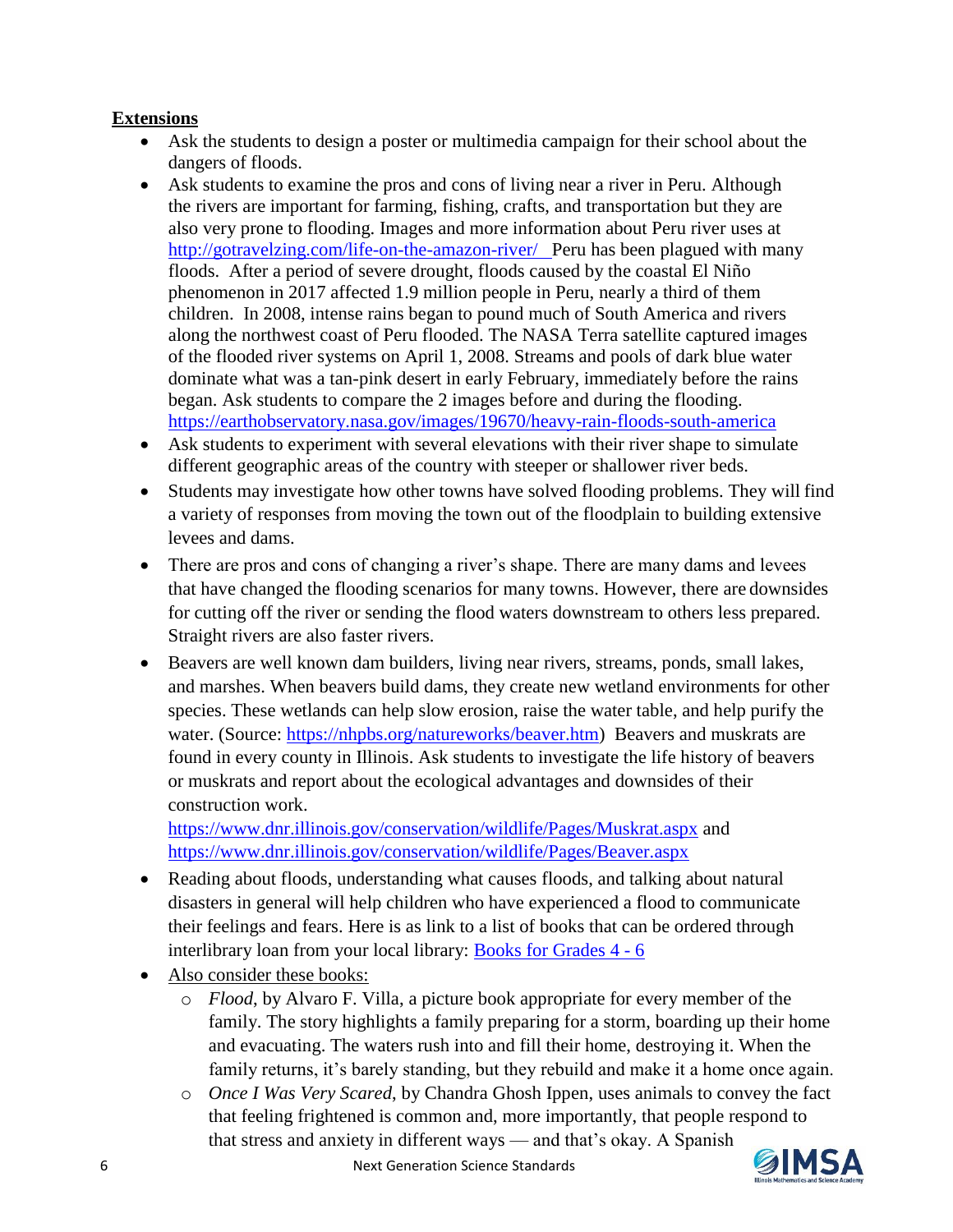**Extensions**

- Ask the students to design a poster or multimedia campaign for their school about the dangers of floods.
- Ask students to examine the pros and cons of living near a river in Peru. Although the rivers are important for farming, fishing, crafts, and transportation but they are also very prone to flooding. Images and more information about Peru river uses at [http://gotravelzing.com/life-on-the-amazon-river/](http://gotravelzing.com/life-on-the-amazon-river/) Peru has been plagued with many floods. After a period of severe drought, floods caused by the coastal El Niño phenomenon in 2017 affected 1.9 million people in Peru, nearly a third of them children. In 2008, intense rains began to pound much of South America and rivers along the northwest coast of Peru flooded. The NASA Terra satellite captured images of the flooded river systems on April 1, 2008. Streams and pools of dark blue water dominate what was a tan-pink desert in early February, immediately before the rains began. Ask students to compare the 2 images before and during the flooding. [https://earthobservatory.nasa.gov/images/19670/heavy-rain-floods-south-america](https://earthobservatory.nasa.gov/images/19670/heavy-rain-floods-south-america)
- Ask students to experiment with several elevations with their river shape to simulate different geographic areas of the country with steeper or shallower river beds.
- Students may investigate how other towns have solved flooding problems. They will find a variety of responses from moving the town out of the floodplain to building extensive levees and dams.
- There are pros and cons of changing a river's shape. There are many dams and levees that have changed the flooding scenarios for many towns. However, there are downsides for cutting off the river or sending the flood waters downstream to others less prepared. Straight rivers are also faster rivers.
- Beavers are well known dam builders, living near rivers, streams, ponds, small lakes, and marshes. When beavers build dams, they create new wetland environments for other species. These wetlands can help slow erosion, raise the water table, and help purify the water. (Source: [https://nhpbs.org/natureworks/beaver.htm](https://nhpbs.org/natureworks/beaver.htm)) Beavers and muskrats are found in every county in Illinois. Ask students to investigate the life history of beavers or muskrats and report about the ecological advantages and downsides of their construction work.
  [https://www.dnr.illinois.gov/conservation/wildlife/Pages/Muskrat.aspx](https://www.dnr.illinois.gov/conservation/wildlife/Pages/Muskrat.aspx) and [https://www.dnr.illinois.gov/conservation/wildlife/Pages/Beaver.aspx](https://www.dnr.illinois.gov/conservation/wildlife/Pages/Beaver.aspx)
- Reading about floods, understanding what causes floods, and talking about natural disasters in general will help children who have experienced a flood to communicate their feelings and fears. Here is as link to a list of books that can be ordered through interlibrary loan from your local library: Books for Grades 4 - 6
- Also consider these books:
  - *Flood*, by Alvaro F. Villa, a picture book appropriate for every member of the family. The story highlights a family preparing for a storm, boarding up their home and evacuating. The waters rush into and fill their home, destroying it. When the family returns, it's barely standing, but they rebuild and make it a home once again.
  - *Once I Was Very Scared*, by Chandra Ghosh Ippen, uses animals to convey the fact that feeling frightened is common and, more importantly, that people respond to that stress and anxiety in different ways — and that's okay. A Spanish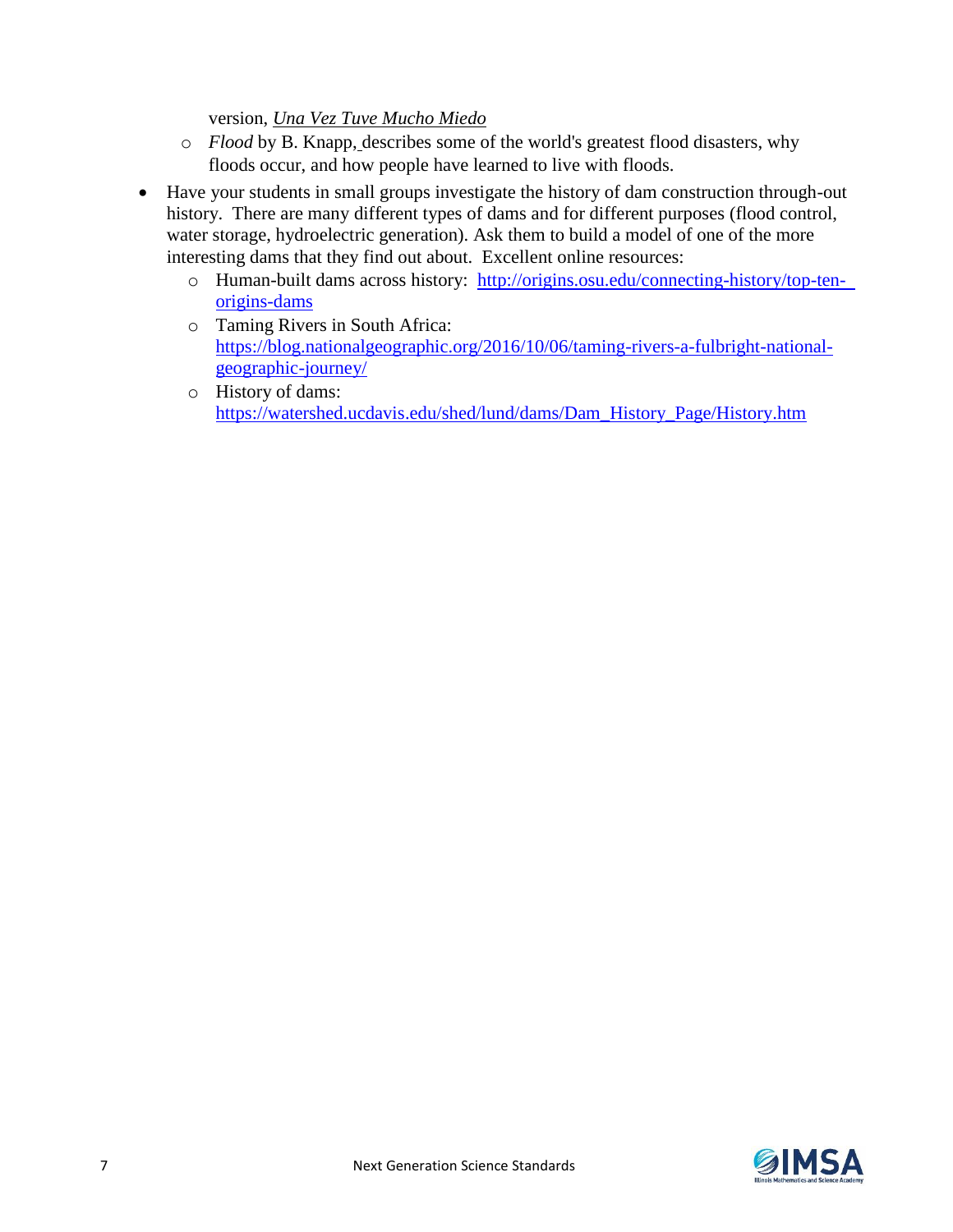version, *Una Vez Tuve Mucho Miedo*
  - *Flood* by B. Knapp, describes some of the world's greatest flood disasters, why floods occur, and how people have learned to live with floods.
- Have your students in small groups investigate the history of dam construction through-out history. There are many different types of dams and for different purposes (flood control, water storage, hydroelectric generation). Ask them to build a model of one of the more interesting dams that they find out about. Excellent online resources:
  - Human-built dams across history: http://origins.osu.edu/connecting-history/top-ten-origins-dams
  - Taming Rivers in South Africa: https://blog.nationalgeographic.org/2016/10/06/taming-rivers-a-fulbright-national-geographic-journey/
  - History of dams: https://watershed.ucdavis.edu/shed/lund/dams/Dam_History_Page/History.htm